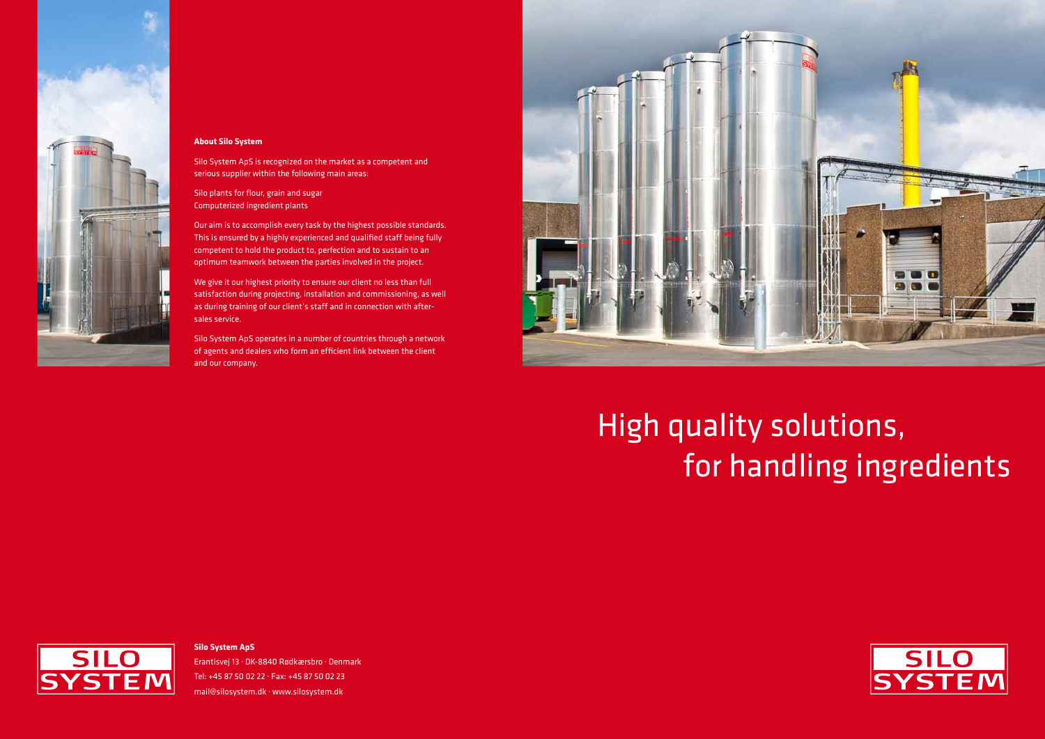## About Silo System

Silo System ApS is recognized on the market as a competent and serious supplier within the following main areas:

Silo plants for flour, grain and sugar
Computerized ingredient plants

Our aim is to accomplish every task by the highest possible standards. This is ensured by a highly experienced and qualified staff being fully competent to hold the product to, perfection and to sustain to an optimum teamwork between the parties involved in the project.

We give it our highest priority to ensure our client no less than full satisfaction during projecting, installation and commissioning, as well as during training of our client's staff and in connection with after-sales service.

Silo System ApS operates in a number of countries through a network of agents and dealers who form an efficient link between the client and our company.

# High quality solutions, for handling ingredients

**Silo System ApS**
Erantisvej 13 · DK-8840 Rødkærsbro · Denmark
Tel: +45 87 50 02 22 · Fax: +45 87 50 02 23
mail@silosystem.dk · www.silosystem.dk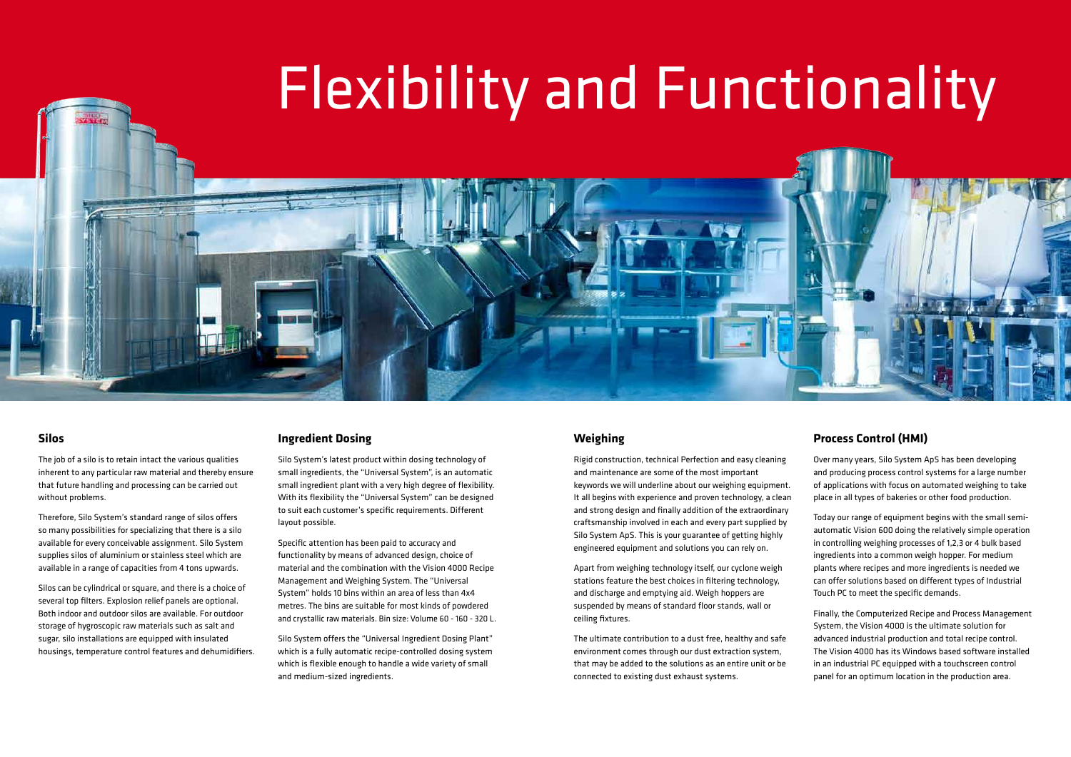# Flexibility and Functionality

## Silos

The job of a silo is to retain intact the various qualities inherent to any particular raw material and thereby ensure that future handling and processing can be carried out without problems.

Therefore, Silo System's standard range of silos offers so many possibilities for specializing that there is a silo available for every conceivable assignment. Silo System supplies silos of aluminium or stainless steel which are available in a range of capacities from 4 tons upwards.

Silos can be cylindrical or square, and there is a choice of several top filters. Explosion relief panels are optional. Both indoor and outdoor silos are available. For outdoor storage of hygroscopic raw materials such as salt and sugar, silo installations are equipped with insulated housings, temperature control features and dehumidifiers.

## Ingredient Dosing

Silo System's latest product within dosing technology of small ingredients, the "Universal System", is an automatic small ingredient plant with a very high degree of flexibility. With its flexibility the "Universal System" can be designed to suit each customer's specific requirements. Different layout possible.

Specific attention has been paid to accuracy and functionality by means of advanced design, choice of material and the combination with the Vision 4000 Recipe Management and Weighing System. The "Universal System" holds 10 bins within an area of less than 4x4 metres. The bins are suitable for most kinds of powdered and crystallic raw materials. Bin size: Volume 60 - 160 - 320 L.

Silo System offers the "Universal Ingredient Dosing Plant" which is a fully automatic recipe-controlled dosing system which is flexible enough to handle a wide variety of small and medium-sized ingredients.

## Weighing

Rigid construction, technical Perfection and easy cleaning and maintenance are some of the most important keywords we will underline about our weighing equipment. It all begins with experience and proven technology, a clean and strong design and finally addition of the extraordinary craftsmanship involved in each and every part supplied by Silo System ApS. This is your guarantee of getting highly engineered equipment and solutions you can rely on.

Apart from weighing technology itself, our cyclone weigh stations feature the best choices in filtering technology, and discharge and emptying aid. Weigh hoppers are suspended by means of standard floor stands, wall or ceiling fixtures.

The ultimate contribution to a dust free, healthy and safe environment comes through our dust extraction system, that may be added to the solutions as an entire unit or be connected to existing dust exhaust systems.

## Process Control (HMI)

Over many years, Silo System ApS has been developing and producing process control systems for a large number of applications with focus on automated weighing to take place in all types of bakeries or other food production.

Today our range of equipment begins with the small semi-automatic Vision 600 doing the relatively simple operation in controlling weighing processes of 1,2,3 or 4 bulk based ingredients into a common weigh hopper. For medium plants where recipes and more ingredients is needed we can offer solutions based on different types of Industrial Touch PC to meet the specific demands.

Finally, the Computerized Recipe and Process Management System, the Vision 4000 is the ultimate solution for advanced industrial production and total recipe control. The Vision 4000 has its Windows based software installed in an industrial PC equipped with a touchscreen control panel for an optimum location in the production area.